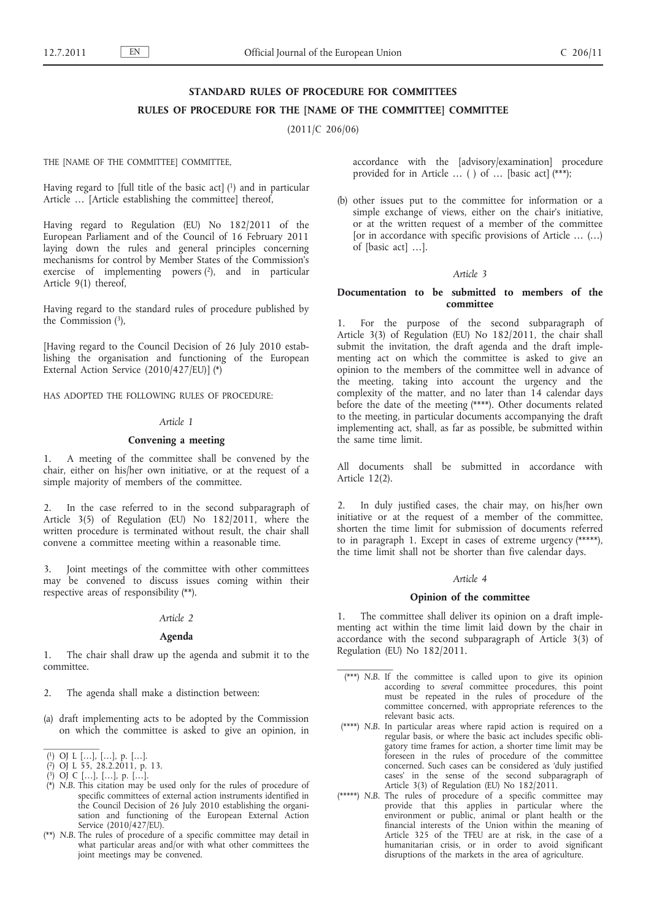# STANDARD RULES OF PROCEDURE FOR COMMITTEES

## RULES OF PROCEDURE FOR THE [NAME OF THE COMMITTEE] COMMITTEE

(2011/C 206/06)

THE [NAME OF THE COMMITTEE] COMMITTEE,

Having regard to [full title of the basic act] [1] and in particular Article … [Article establishing the committee] thereof,

Having regard to Regulation (EU) No 182/2011 of the European Parliament and of the Council of 16 February 2011 laying down the rules and general principles concerning mechanisms for control by Member States of the Commission's exercise of implementing powers [2], and in particular Article 9(1) thereof,

Having regard to the standard rules of procedure published by the Commission [3],

[Having regard to the Council Decision of 26 July 2010 establishing the organisation and functioning of the European External Action Service (2010/427/EU)] (*)

HAS ADOPTED THE FOLLOWING RULES OF PROCEDURE:

*Article 1*

**Convening a meeting**

1. A meeting of the committee shall be convened by the chair, either on his/her own initiative, or at the request of a simple majority of members of the committee.

2. In the case referred to in the second subparagraph of Article 3(5) of Regulation (EU) No 182/2011, where the written procedure is terminated without result, the chair shall convene a committee meeting within a reasonable time.

3. Joint meetings of the committee with other committees may be convened to discuss issues coming within their respective areas of responsibility (**).

*Article 2*

**Agenda**

1. The chair shall draw up the agenda and submit it to the committee.

2. The agenda shall make a distinction between:

(a) draft implementing acts to be adopted by the Commission on which the committee is asked to give an opinion, in accordance with the [advisory/examination] procedure provided for in Article … ( ) of … [basic act] (***);

(b) other issues put to the committee for information or a simple exchange of views, either on the chair's initiative, or at the written request of a member of the committee [or in accordance with specific provisions of Article … (…) of [basic act] …].

*Article 3*

**Documentation to be submitted to members of the committee**

1. For the purpose of the second subparagraph of Article 3(3) of Regulation (EU) No 182/2011, the chair shall submit the invitation, the draft agenda and the draft implementing act on which the committee is asked to give an opinion to the members of the committee well in advance of the meeting, taking into account the urgency and the complexity of the matter, and no later than 14 calendar days before the date of the meeting (****). Other documents related to the meeting, in particular documents accompanying the draft implementing act, shall, as far as possible, be submitted within the same time limit.

All documents shall be submitted in accordance with Article 12(2).

2. In duly justified cases, the chair may, on his/her own initiative or at the request of a member of the committee, shorten the time limit for submission of documents referred to in paragraph 1. Except in cases of extreme urgency (*****), the time limit shall not be shorter than five calendar days.

*Article 4*

**Opinion of the committee**

1. The committee shall deliver its opinion on a draft implementing act within the time limit laid down by the chair in accordance with the second subparagraph of Article 3(3) of Regulation (EU) No 182/2011.

---

[1] OJ L […], […], p. […].

[2] OJ L 55, 28.2.2011, p. 13.

[3] OJ C […], […], p. […].

(*) *N.B.* This citation may be used only for the rules of procedure of specific committees of external action instruments identified in the Council Decision of 26 July 2010 establishing the organisation and functioning of the European External Action Service (2010/427/EU).

(**) *N.B.* The rules of procedure of a specific committee may detail in what particular areas and/or with what other committees the joint meetings may be convened.

(***) *N.B.* If the committee is called upon to give its opinion according to *several* committee procedures, this point must be repeated in the rules of procedure of the committee concerned, with appropriate references to the relevant basic acts.

(****) *N.B.* In particular areas where rapid action is required on a regular basis, or where the basic act includes specific obligatory time frames for action, a shorter time limit may be foreseen in the rules of procedure of the committee concerned. Such cases can be considered as 'duly justified cases' in the sense of the second subparagraph of Article 3(3) of Regulation (EU) No 182/2011.

(*****) *N.B.* The rules of procedure of a specific committee may provide that this applies in particular where the environment or public, animal or plant health or the financial interests of the Union within the meaning of Article 325 of the TFEU are at risk, in the case of a humanitarian crisis, or in order to avoid significant disruptions of the markets in the area of agriculture.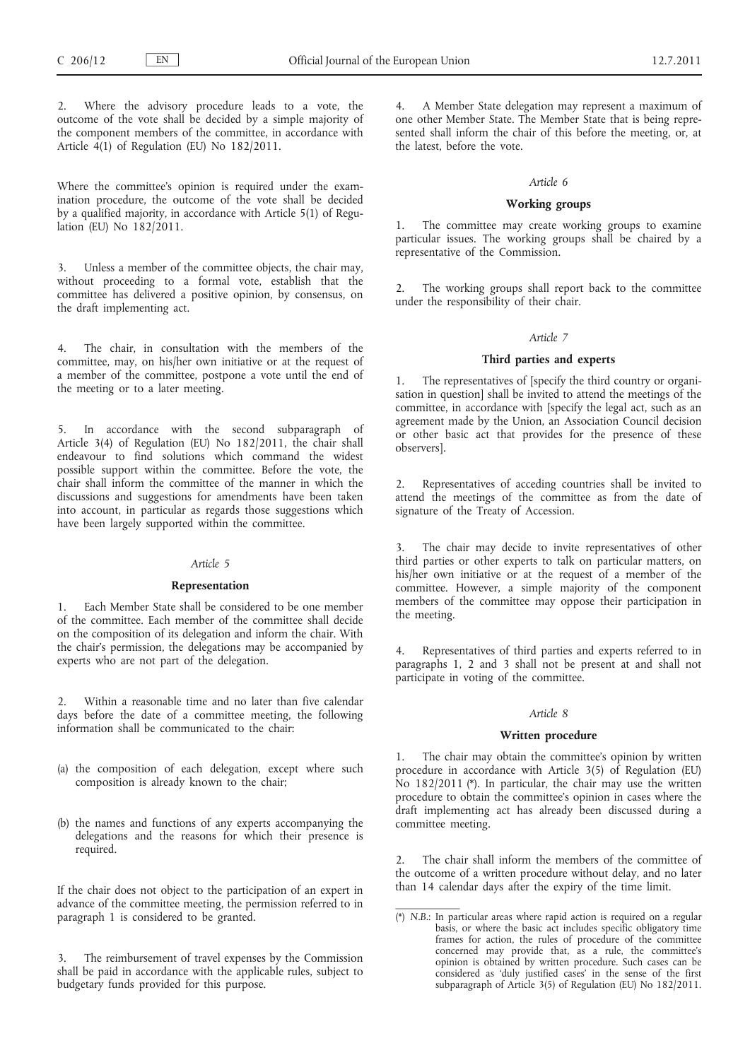2. Where the advisory procedure leads to a vote, the outcome of the vote shall be decided by a simple majority of the component members of the committee, in accordance with Article 4(1) of Regulation (EU) No 182/2011.

Where the committee's opinion is required under the examination procedure, the outcome of the vote shall be decided by a qualified majority, in accordance with Article 5(1) of Regulation (EU) No 182/2011.

3. Unless a member of the committee objects, the chair may, without proceeding to a formal vote, establish that the committee has delivered a positive opinion, by consensus, on the draft implementing act.

4. The chair, in consultation with the members of the committee, may, on his/her own initiative or at the request of a member of the committee, postpone a vote until the end of the meeting or to a later meeting.

5. In accordance with the second subparagraph of Article 3(4) of Regulation (EU) No 182/2011, the chair shall endeavour to find solutions which command the widest possible support within the committee. Before the vote, the chair shall inform the committee of the manner in which the discussions and suggestions for amendments have been taken into account, in particular as regards those suggestions which have been largely supported within the committee.

*Article 5*

**Representation**

1. Each Member State shall be considered to be one member of the committee. Each member of the committee shall decide on the composition of its delegation and inform the chair. With the chair's permission, the delegations may be accompanied by experts who are not part of the delegation.

2. Within a reasonable time and no later than five calendar days before the date of a committee meeting, the following information shall be communicated to the chair:

(a) the composition of each delegation, except where such composition is already known to the chair;

(b) the names and functions of any experts accompanying the delegations and the reasons for which their presence is required.

If the chair does not object to the participation of an expert in advance of the committee meeting, the permission referred to in paragraph 1 is considered to be granted.

3. The reimbursement of travel expenses by the Commission shall be paid in accordance with the applicable rules, subject to budgetary funds provided for this purpose.

4. A Member State delegation may represent a maximum of one other Member State. The Member State that is being represented shall inform the chair of this before the meeting, or, at the latest, before the vote.

*Article 6*

**Working groups**

1. The committee may create working groups to examine particular issues. The working groups shall be chaired by a representative of the Commission.

2. The working groups shall report back to the committee under the responsibility of their chair.

*Article 7*

**Third parties and experts**

1. The representatives of [specify the third country or organisation in question] shall be invited to attend the meetings of the committee, in accordance with [specify the legal act, such as an agreement made by the Union, an Association Council decision or other basic act that provides for the presence of these observers].

2. Representatives of acceding countries shall be invited to attend the meetings of the committee as from the date of signature of the Treaty of Accession.

3. The chair may decide to invite representatives of other third parties or other experts to talk on particular matters, on his/her own initiative or at the request of a member of the committee. However, a simple majority of the component members of the committee may oppose their participation in the meeting.

4. Representatives of third parties and experts referred to in paragraphs 1, 2 and 3 shall not be present at and shall not participate in voting of the committee.

*Article 8*

**Written procedure**

1. The chair may obtain the committee's opinion by written procedure in accordance with Article 3(5) of Regulation (EU) No 182/2011 (*). In particular, the chair may use the written procedure to obtain the committee's opinion in cases where the draft implementing act has already been discussed during a committee meeting.

2. The chair shall inform the members of the committee of the outcome of a written procedure without delay, and no later than 14 calendar days after the expiry of the time limit.

---

(*) *N.B.*: In particular areas where rapid action is required on a regular basis, or where the basic act includes specific obligatory time frames for action, the rules of procedure of the committee concerned may provide that, as a rule, the committee's opinion is obtained by written procedure. Such cases can be considered as 'duly justified cases' in the sense of the first subparagraph of Article 3(5) of Regulation (EU) No 182/2011.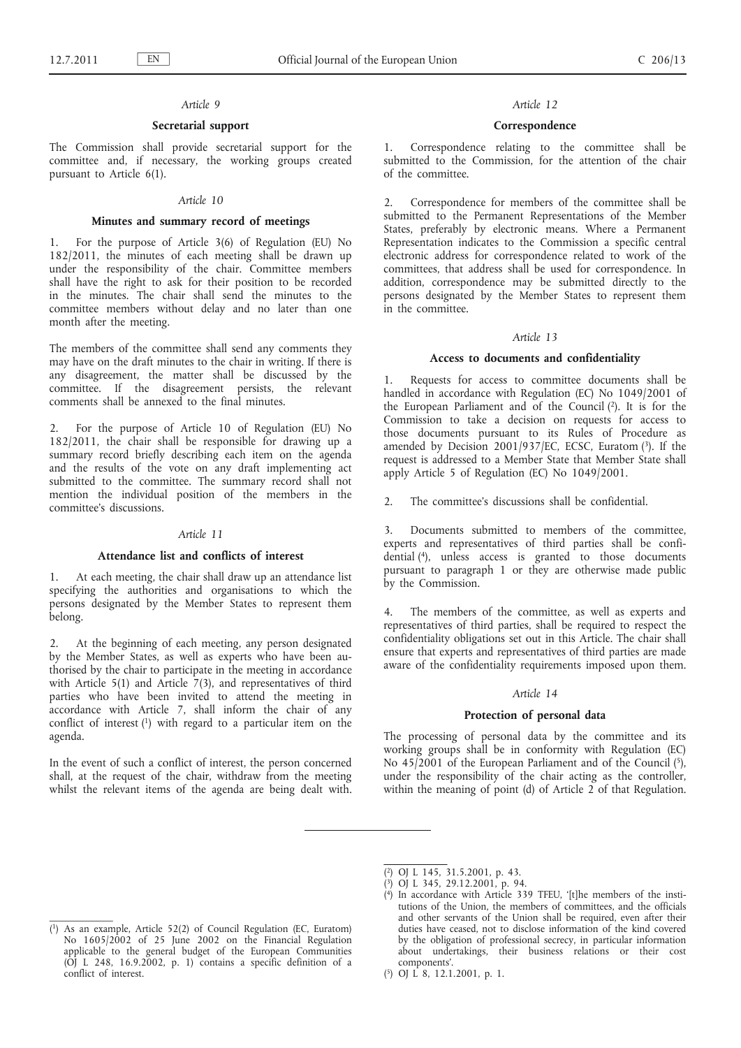*Article 9*

**Secretarial support**

The Commission shall provide secretarial support for the committee and, if necessary, the working groups created pursuant to Article 6(1).

*Article 10*

**Minutes and summary record of meetings**

1. For the purpose of Article 3(6) of Regulation (EU) No 182/2011, the minutes of each meeting shall be drawn up under the responsibility of the chair. Committee members shall have the right to ask for their position to be recorded in the minutes. The chair shall send the minutes to the committee members without delay and no later than one month after the meeting.

The members of the committee shall send any comments they may have on the draft minutes to the chair in writing. If there is any disagreement, the matter shall be discussed by the committee. If the disagreement persists, the relevant comments shall be annexed to the final minutes.

2. For the purpose of Article 10 of Regulation (EU) No 182/2011, the chair shall be responsible for drawing up a summary record briefly describing each item on the agenda and the results of the vote on any draft implementing act submitted to the committee. The summary record shall not mention the individual position of the members in the committee's discussions.

*Article 11*

**Attendance list and conflicts of interest**

1. At each meeting, the chair shall draw up an attendance list specifying the authorities and organisations to which the persons designated by the Member States to represent them belong.

2. At the beginning of each meeting, any person designated by the Member States, as well as experts who have been authorised by the chair to participate in the meeting in accordance with Article 5(1) and Article 7(3), and representatives of third parties who have been invited to attend the meeting in accordance with Article 7, shall inform the chair of any conflict of interest [1] with regard to a particular item on the agenda.

In the event of such a conflict of interest, the person concerned shall, at the request of the chair, withdraw from the meeting whilst the relevant items of the agenda are being dealt with.

*Article 12*

**Correspondence**

1. Correspondence relating to the committee shall be submitted to the Commission, for the attention of the chair of the committee.

2. Correspondence for members of the committee shall be submitted to the Permanent Representations of the Member States, preferably by electronic means. Where a Permanent Representation indicates to the Commission a specific central electronic address for correspondence related to work of the committees, that address shall be used for correspondence. In addition, correspondence may be submitted directly to the persons designated by the Member States to represent them in the committee.

*Article 13*

**Access to documents and confidentiality**

1. Requests for access to committee documents shall be handled in accordance with Regulation (EC) No 1049/2001 of the European Parliament and of the Council [2]. It is for the Commission to take a decision on requests for access to those documents pursuant to its Rules of Procedure as amended by Decision 2001/937/EC, ECSC, Euratom [3]. If the request is addressed to a Member State that Member State shall apply Article 5 of Regulation (EC) No 1049/2001.

2. The committee's discussions shall be confidential.

3. Documents submitted to members of the committee, experts and representatives of third parties shall be confidential [4], unless access is granted to those documents pursuant to paragraph 1 or they are otherwise made public by the Commission.

4. The members of the committee, as well as experts and representatives of third parties, shall be required to respect the confidentiality obligations set out in this Article. The chair shall ensure that experts and representatives of third parties are made aware of the confidentiality requirements imposed upon them.

*Article 14*

**Protection of personal data**

The processing of personal data by the committee and its working groups shall be in conformity with Regulation (EC) No 45/2001 of the European Parliament and of the Council [5], under the responsibility of the chair acting as the controller, within the meaning of point (d) of Article 2 of that Regulation.

---

[1] As an example, Article 52(2) of Council Regulation (EC, Euratom) No 1605/2002 of 25 June 2002 on the Financial Regulation applicable to the general budget of the European Communities (OJ L 248, 16.9.2002, p. 1) contains a specific definition of a conflict of interest.

[2] OJ L 145, 31.5.2001, p. 43.

[3] OJ L 345, 29.12.2001, p. 94.

[4] In accordance with Article 339 TFEU, '[t]he members of the institutions of the Union, the members of committees, and the officials and other servants of the Union shall be required, even after their duties have ceased, not to disclose information of the kind covered by the obligation of professional secrecy, in particular information about undertakings, their business relations or their cost components'.

[5] OJ L 8, 12.1.2001, p. 1.